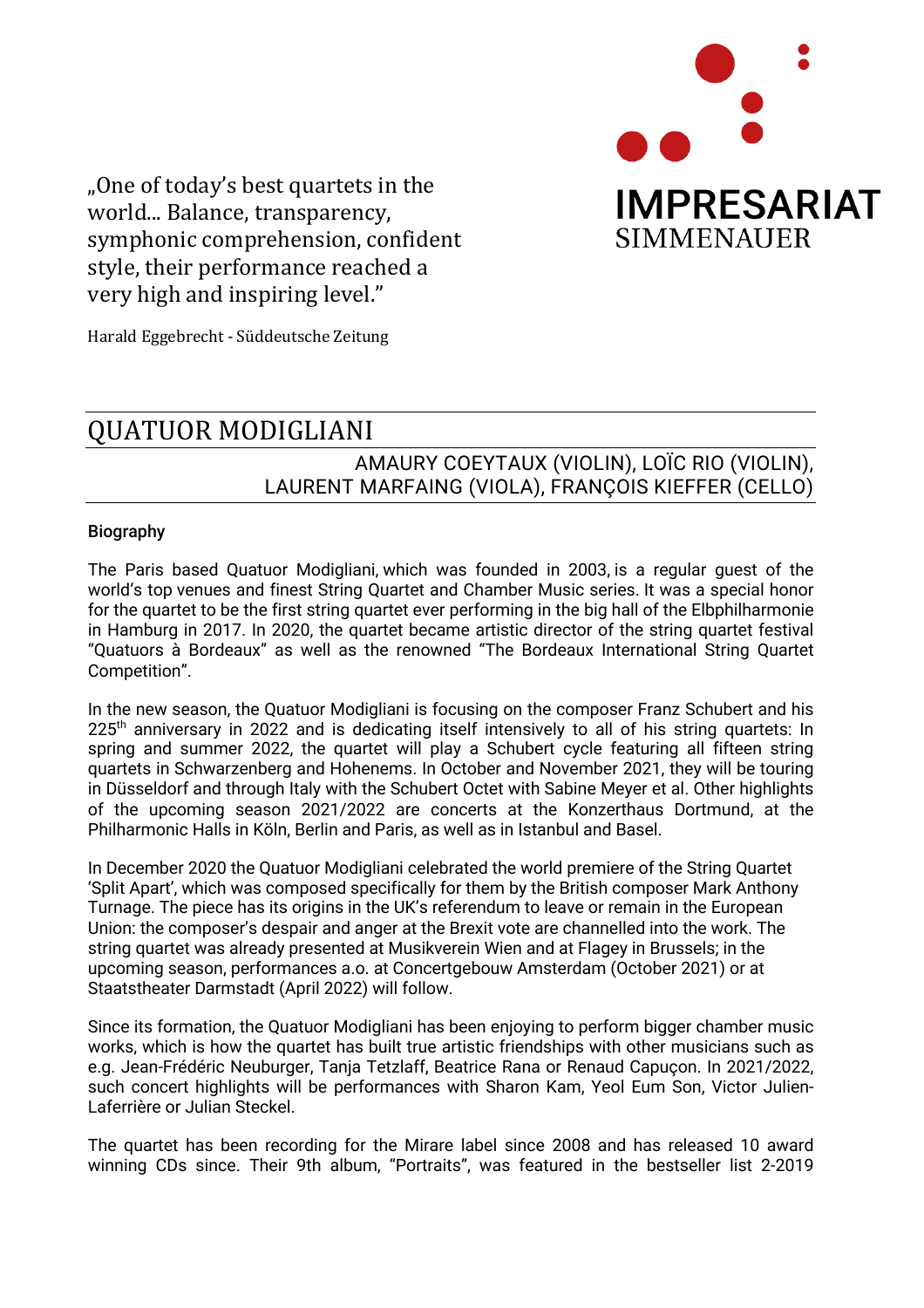„One of today's best quartets in the world... Balance, transparency, symphonic comprehension, confident style, their performance reached a very high and inspiring level."

Harald Eggebrecht - Süddeutsche Zeitung

IMPRESARIAT SIMMENAUER

# QUATUOR MODIGLIANI

AMAURY COEYTAUX (VIOLIN), LOÏC RIO (VIOLIN), LAURENT MARFAING (VIOLA), FRANÇOIS KIEFFER (CELLO)

## Biography

The Paris based Quatuor Modigliani, which was founded in 2003, is a regular guest of the world's top venues and finest String Quartet and Chamber Music series. It was a special honor for the quartet to be the first string quartet ever performing in the big hall of the Elbphilharmonie in Hamburg in 2017. In 2020, the quartet became artistic director of the string quartet festival "Quatuors à Bordeaux" as well as the renowned "The Bordeaux International String Quartet Competition".

In the new season, the Quatuor Modigliani is focusing on the composer Franz Schubert and his 225th anniversary in 2022 and is dedicating itself intensively to all of his string quartets: In spring and summer 2022, the quartet will play a Schubert cycle featuring all fifteen string quartets in Schwarzenberg and Hohenems. In October and November 2021, they will be touring in Düsseldorf and through Italy with the Schubert Octet with Sabine Meyer et al. Other highlights of the upcoming season 2021/2022 are concerts at the Konzerthaus Dortmund, at the Philharmonic Halls in Köln, Berlin and Paris, as well as in Istanbul and Basel.

In December 2020 the Quatuor Modigliani celebrated the world premiere of the String Quartet 'Split Apart', which was composed specifically for them by the British composer Mark Anthony Turnage. The piece has its origins in the UK's referendum to leave or remain in the European Union: the composer's despair and anger at the Brexit vote are channelled into the work. The string quartet was already presented at Musikverein Wien and at Flagey in Brussels; in the upcoming season, performances a.o. at Concertgebouw Amsterdam (October 2021) or at Staatstheater Darmstadt (April 2022) will follow.

Since its formation, the Quatuor Modigliani has been enjoying to perform bigger chamber music works, which is how the quartet has built true artistic friendships with other musicians such as e.g. Jean-Frédéric Neuburger, Tanja Tetzlaff, Beatrice Rana or Renaud Capuçon. In 2021/2022, such concert highlights will be performances with Sharon Kam, Yeol Eum Son, Victor Julien-Laferrière or Julian Steckel.

The quartet has been recording for the Mirare label since 2008 and has released 10 award winning CDs since. Their 9th album, "Portraits", was featured in the bestseller list 2-2019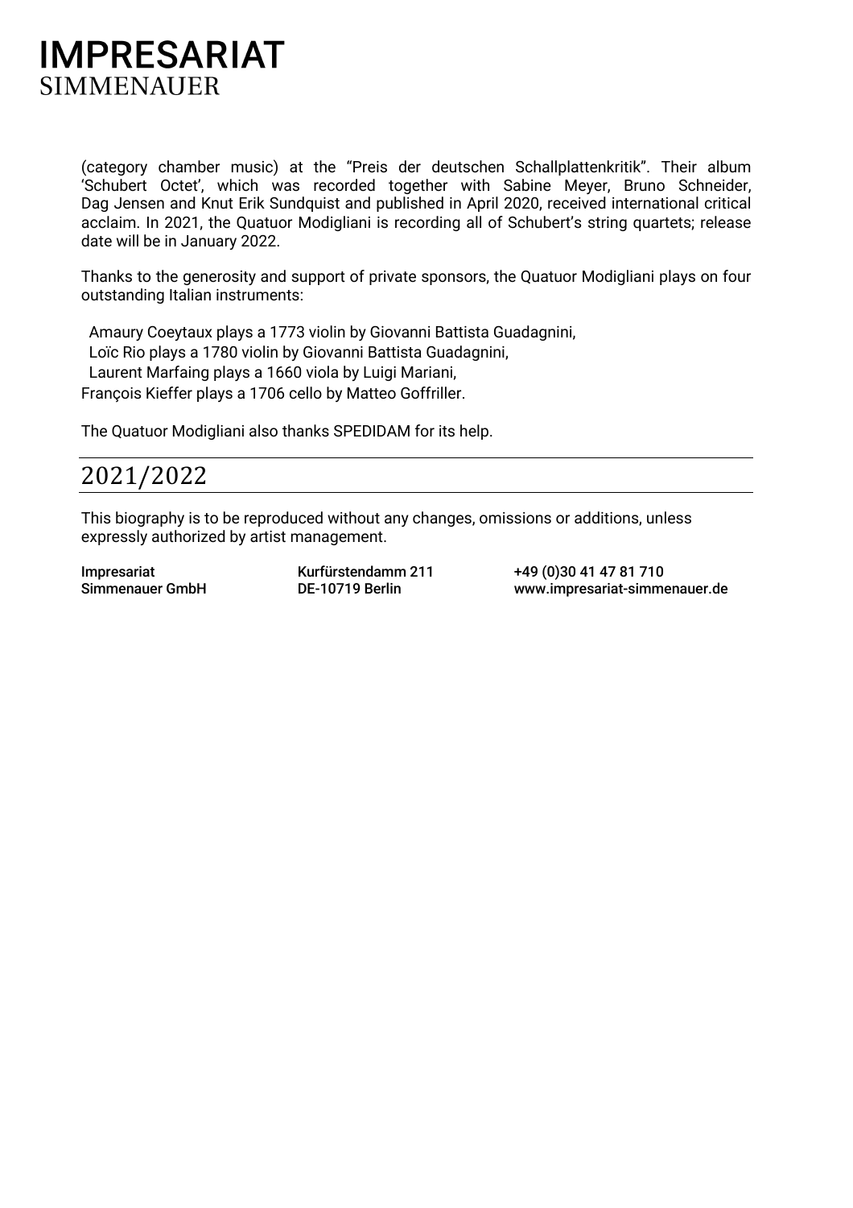(category chamber music) at the “Preis der deutschen Schallplattenkritik”. Their album ‘Schubert Octet’, which was recorded together with Sabine Meyer, Bruno Schneider, Dag Jensen and Knut Erik Sundquist and published in April 2020, received international critical acclaim. In 2021, the Quatuor Modigliani is recording all of Schubert’s string quartets; release date will be in January 2022.

Thanks to the generosity and support of private sponsors, the Quatuor Modigliani plays on four outstanding Italian instruments:

Amaury Coeytaux plays a 1773 violin by Giovanni Battista Guadagnini,
Loïc Rio plays a 1780 violin by Giovanni Battista Guadagnini,
Laurent Marfaing plays a 1660 viola by Luigi Mariani,
François Kieffer plays a 1706 cello by Matteo Goffriller.

The Quatuor Modigliani also thanks SPEDIDAM for its help.

## 2021/2022

This biography is to be reproduced without any changes, omissions or additions, unless expressly authorized by artist management.

Impresariat Simmenauer GmbH
Kurfürstendamm 211
DE-10719 Berlin
+49 (0)30 41 47 81 710
www.impresariat-simmenauer.de